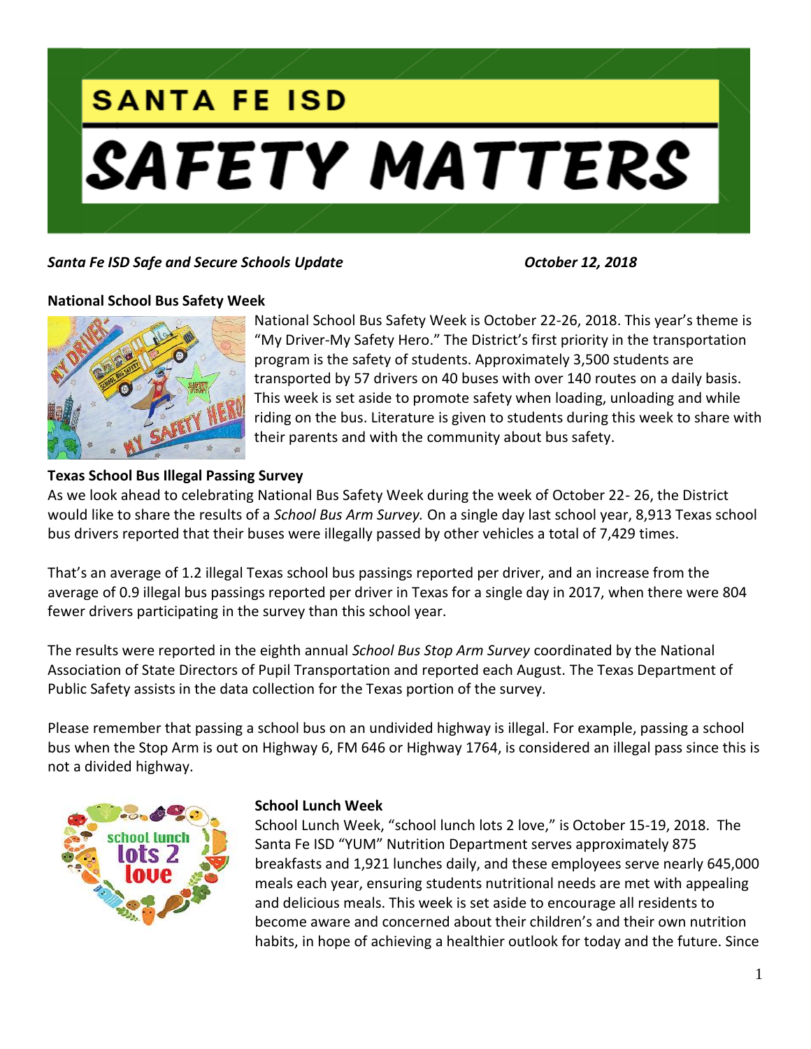# SANTA FE ISD

# SAFETY MATTERS

***Santa Fe ISD Safe and Secure Schools Update*** ***October 12, 2018***

**National School Bus Safety Week**

National School Bus Safety Week is October 22-26, 2018. This year's theme is "My Driver-My Safety Hero." The District's first priority in the transportation program is the safety of students. Approximately 3,500 students are transported by 57 drivers on 40 buses with over 140 routes on a daily basis. This week is set aside to promote safety when loading, unloading and while riding on the bus. Literature is given to students during this week to share with their parents and with the community about bus safety.

**Texas School Bus Illegal Passing Survey**

As we look ahead to celebrating National Bus Safety Week during the week of October 22- 26, the District would like to share the results of a *School Bus Arm Survey.* On a single day last school year, 8,913 Texas school bus drivers reported that their buses were illegally passed by other vehicles a total of 7,429 times.

That's an average of 1.2 illegal Texas school bus passings reported per driver, and an increase from the average of 0.9 illegal bus passings reported per driver in Texas for a single day in 2017, when there were 804 fewer drivers participating in the survey than this school year.

The results were reported in the eighth annual *School Bus Stop Arm Survey* coordinated by the National Association of State Directors of Pupil Transportation and reported each August. The Texas Department of Public Safety assists in the data collection for the Texas portion of the survey.

Please remember that passing a school bus on an undivided highway is illegal. For example, passing a school bus when the Stop Arm is out on Highway 6, FM 646 or Highway 1764, is considered an illegal pass since this is not a divided highway.

**School Lunch Week**

School Lunch Week, "school lunch lots 2 love," is October 15-19, 2018. The Santa Fe ISD "YUM" Nutrition Department serves approximately 875 breakfasts and 1,921 lunches daily, and these employees serve nearly 645,000 meals each year, ensuring students nutritional needs are met with appealing and delicious meals. This week is set aside to encourage all residents to become aware and concerned about their children's and their own nutrition habits, in hope of achieving a healthier outlook for today and the future. Since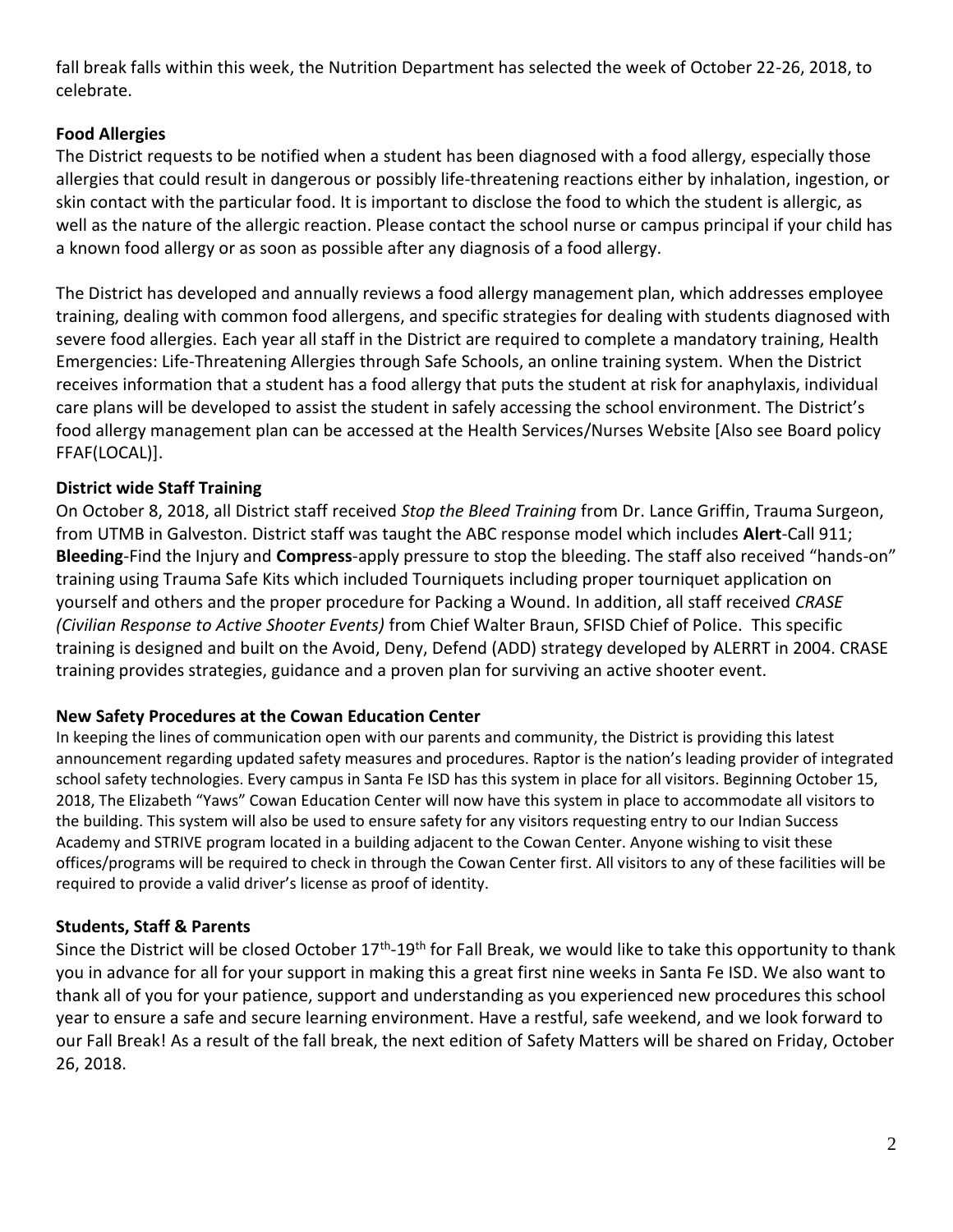fall break falls within this week, the Nutrition Department has selected the week of October 22-26, 2018, to celebrate.

**Food Allergies**

The District requests to be notified when a student has been diagnosed with a food allergy, especially those allergies that could result in dangerous or possibly life-threatening reactions either by inhalation, ingestion, or skin contact with the particular food. It is important to disclose the food to which the student is allergic, as well as the nature of the allergic reaction. Please contact the school nurse or campus principal if your child has a known food allergy or as soon as possible after any diagnosis of a food allergy.

The District has developed and annually reviews a food allergy management plan, which addresses employee training, dealing with common food allergens, and specific strategies for dealing with students diagnosed with severe food allergies. Each year all staff in the District are required to complete a mandatory training, Health Emergencies: Life-Threatening Allergies through Safe Schools, an online training system. When the District receives information that a student has a food allergy that puts the student at risk for anaphylaxis, individual care plans will be developed to assist the student in safely accessing the school environment. The District's food allergy management plan can be accessed at the Health Services/Nurses Website [Also see Board policy FFAF(LOCAL)].

**District wide Staff Training**

On October 8, 2018, all District staff received *Stop the Bleed Training* from Dr. Lance Griffin, Trauma Surgeon, from UTMB in Galveston. District staff was taught the ABC response model which includes **Alert**-Call 911; **Bleeding**-Find the Injury and **Compress**-apply pressure to stop the bleeding. The staff also received "hands-on" training using Trauma Safe Kits which included Tourniquets including proper tourniquet application on yourself and others and the proper procedure for Packing a Wound. In addition, all staff received *CRASE (Civilian Response to Active Shooter Events)* from Chief Walter Braun, SFISD Chief of Police. This specific training is designed and built on the Avoid, Deny, Defend (ADD) strategy developed by ALERRT in 2004. CRASE training provides strategies, guidance and a proven plan for surviving an active shooter event.

**New Safety Procedures at the Cowan Education Center**

In keeping the lines of communication open with our parents and community, the District is providing this latest announcement regarding updated safety measures and procedures. Raptor is the nation's leading provider of integrated school safety technologies. Every campus in Santa Fe ISD has this system in place for all visitors. Beginning October 15, 2018, The Elizabeth "Yaws" Cowan Education Center will now have this system in place to accommodate all visitors to the building. This system will also be used to ensure safety for any visitors requesting entry to our Indian Success Academy and STRIVE program located in a building adjacent to the Cowan Center. Anyone wishing to visit these offices/programs will be required to check in through the Cowan Center first. All visitors to any of these facilities will be required to provide a valid driver's license as proof of identity.

**Students, Staff & Parents**

Since the District will be closed October 17th-19th for Fall Break, we would like to take this opportunity to thank you in advance for all for your support in making this a great first nine weeks in Santa Fe ISD. We also want to thank all of you for your patience, support and understanding as you experienced new procedures this school year to ensure a safe and secure learning environment. Have a restful, safe weekend, and we look forward to our Fall Break! As a result of the fall break, the next edition of Safety Matters will be shared on Friday, October 26, 2018.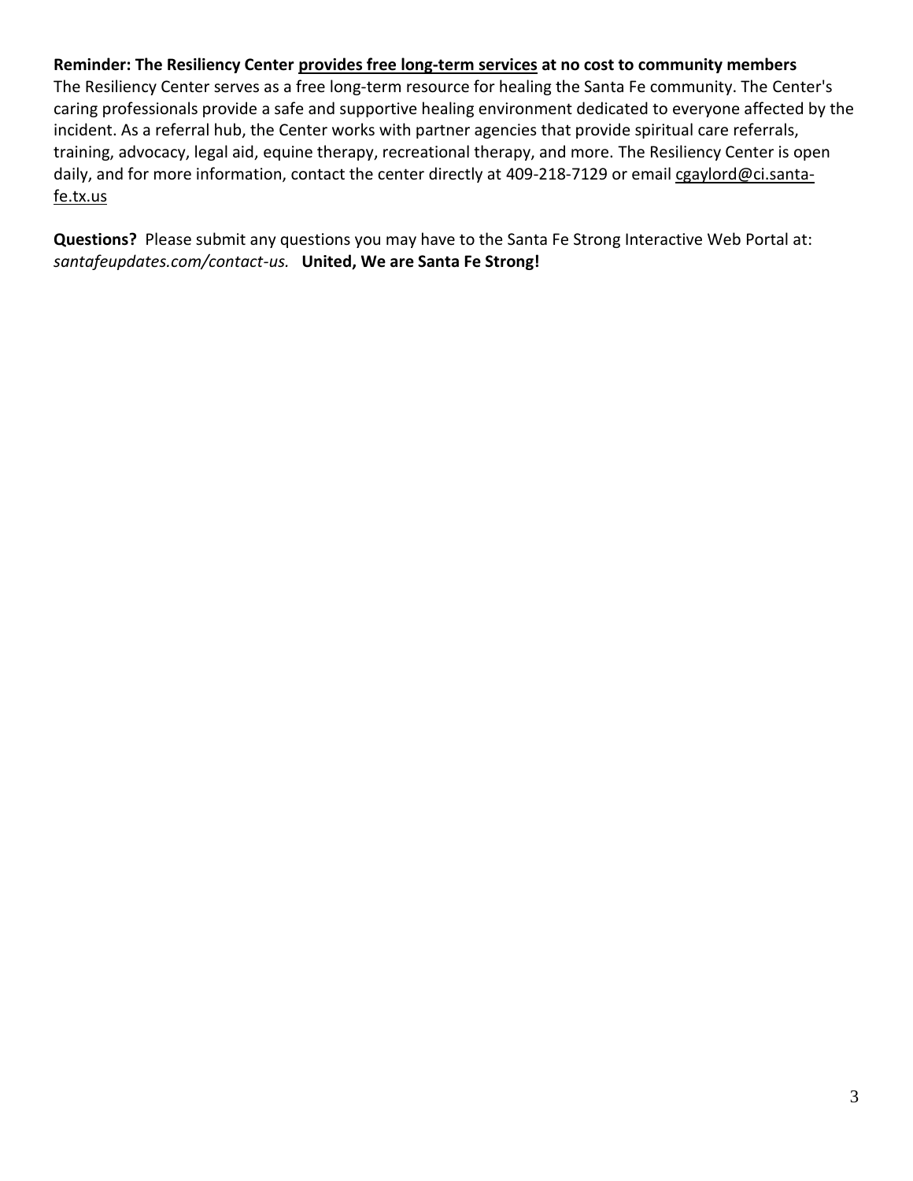**Reminder: The Resiliency Center provides free long-term services at no cost to community members**

The Resiliency Center serves as a free long-term resource for healing the Santa Fe community. The Center's caring professionals provide a safe and supportive healing environment dedicated to everyone affected by the incident. As a referral hub, the Center works with partner agencies that provide spiritual care referrals, training, advocacy, legal aid, equine therapy, recreational therapy, and more. The Resiliency Center is open daily, and for more information, contact the center directly at 409-218-7129 or email cgaylord@ci.santa-fe.tx.us

**Questions?** Please submit any questions you may have to the Santa Fe Strong Interactive Web Portal at: *santafeupdates.com/contact-us.* **United, We are Santa Fe Strong!**